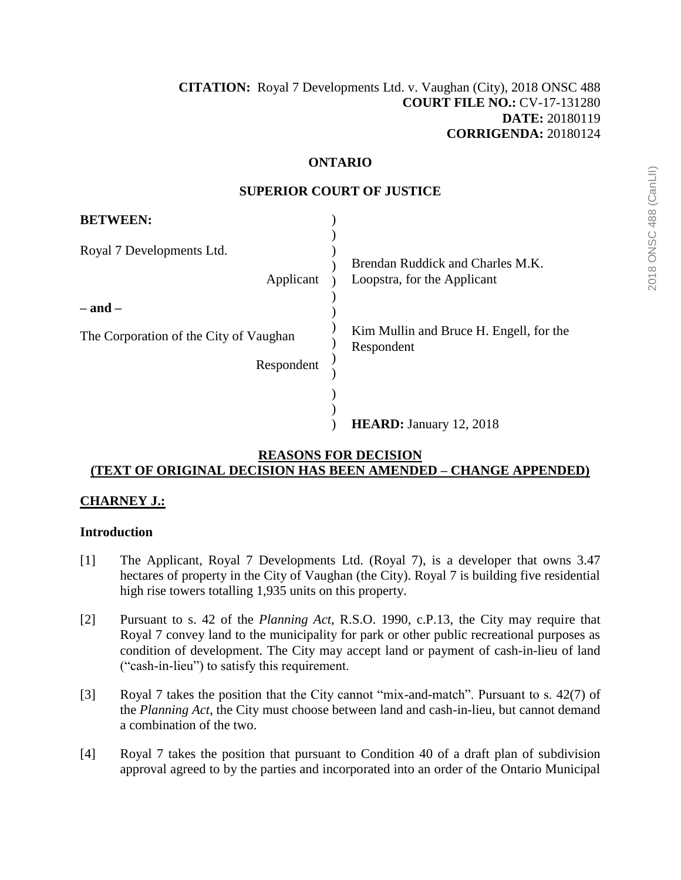**CITATION:** Royal 7 Developments Ltd. v. Vaughan (City), 2018 ONSC 488
**COURT FILE NO.:** CV-17-131280
**DATE:** 20180119
**CORRIGENDA:** 20180124

**ONTARIO**

**SUPERIOR COURT OF JUSTICE**

**BETWEEN:**

Royal 7 Developments Ltd.

Applicant

– and –

The Corporation of the City of Vaughan

Respondent

Brendan Ruddick and Charles M.K. Loopstra, for the Applicant

Kim Mullin and Bruce H. Engell, for the Respondent

**HEARD:** January 12, 2018

**REASONS FOR DECISION**
**(TEXT OF ORIGINAL DECISION HAS BEEN AMENDED – CHANGE APPENDED)**

**CHARNEY J.:**

## Introduction

[1] The Applicant, Royal 7 Developments Ltd. (Royal 7), is a developer that owns 3.47 hectares of property in the City of Vaughan (the City). Royal 7 is building five residential high rise towers totalling 1,935 units on this property.

[2] Pursuant to s. 42 of the *Planning Act*, R.S.O. 1990, c.P.13, the City may require that Royal 7 convey land to the municipality for park or other public recreational purposes as condition of development. The City may accept land or payment of cash-in-lieu of land ("cash-in-lieu") to satisfy this requirement.

[3] Royal 7 takes the position that the City cannot "mix-and-match". Pursuant to s. 42(7) of the *Planning Act*, the City must choose between land and cash-in-lieu, but cannot demand a combination of the two.

[4] Royal 7 takes the position that pursuant to Condition 40 of a draft plan of subdivision approval agreed to by the parties and incorporated into an order of the Ontario Municipal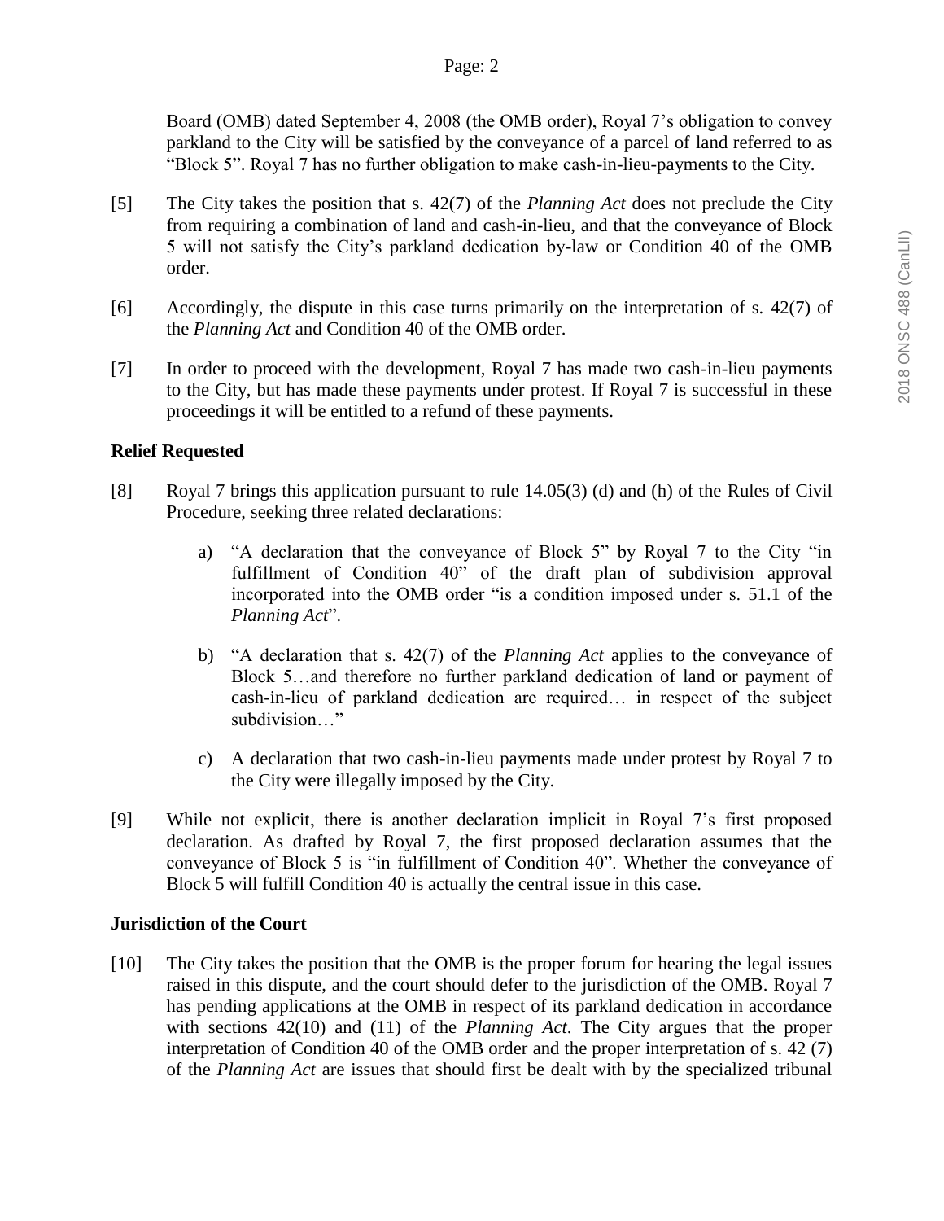Board (OMB) dated September 4, 2008 (the OMB order), Royal 7's obligation to convey parkland to the City will be satisfied by the conveyance of a parcel of land referred to as "Block 5". Royal 7 has no further obligation to make cash-in-lieu-payments to the City.

[5] The City takes the position that s. 42(7) of the *Planning Act* does not preclude the City from requiring a combination of land and cash-in-lieu, and that the conveyance of Block 5 will not satisfy the City's parkland dedication by-law or Condition 40 of the OMB order.

[6] Accordingly, the dispute in this case turns primarily on the interpretation of s. 42(7) of the *Planning Act* and Condition 40 of the OMB order.

[7] In order to proceed with the development, Royal 7 has made two cash-in-lieu payments to the City, but has made these payments under protest. If Royal 7 is successful in these proceedings it will be entitled to a refund of these payments.

**Relief Requested**

[8] Royal 7 brings this application pursuant to rule 14.05(3) (d) and (h) of the Rules of Civil Procedure, seeking three related declarations:

a) "A declaration that the conveyance of Block 5" by Royal 7 to the City "in fulfillment of Condition 40" of the draft plan of subdivision approval incorporated into the OMB order "is a condition imposed under s. 51.1 of the *Planning Act*".

b) "A declaration that s. 42(7) of the *Planning Act* applies to the conveyance of Block 5…and therefore no further parkland dedication of land or payment of cash-in-lieu of parkland dedication are required… in respect of the subject subdivision…"

c) A declaration that two cash-in-lieu payments made under protest by Royal 7 to the City were illegally imposed by the City.

[9] While not explicit, there is another declaration implicit in Royal 7's first proposed declaration. As drafted by Royal 7, the first proposed declaration assumes that the conveyance of Block 5 is "in fulfillment of Condition 40". Whether the conveyance of Block 5 will fulfill Condition 40 is actually the central issue in this case.

**Jurisdiction of the Court**

[10] The City takes the position that the OMB is the proper forum for hearing the legal issues raised in this dispute, and the court should defer to the jurisdiction of the OMB. Royal 7 has pending applications at the OMB in respect of its parkland dedication in accordance with sections 42(10) and (11) of the *Planning Act*. The City argues that the proper interpretation of Condition 40 of the OMB order and the proper interpretation of s. 42 (7) of the *Planning Act* are issues that should first be dealt with by the specialized tribunal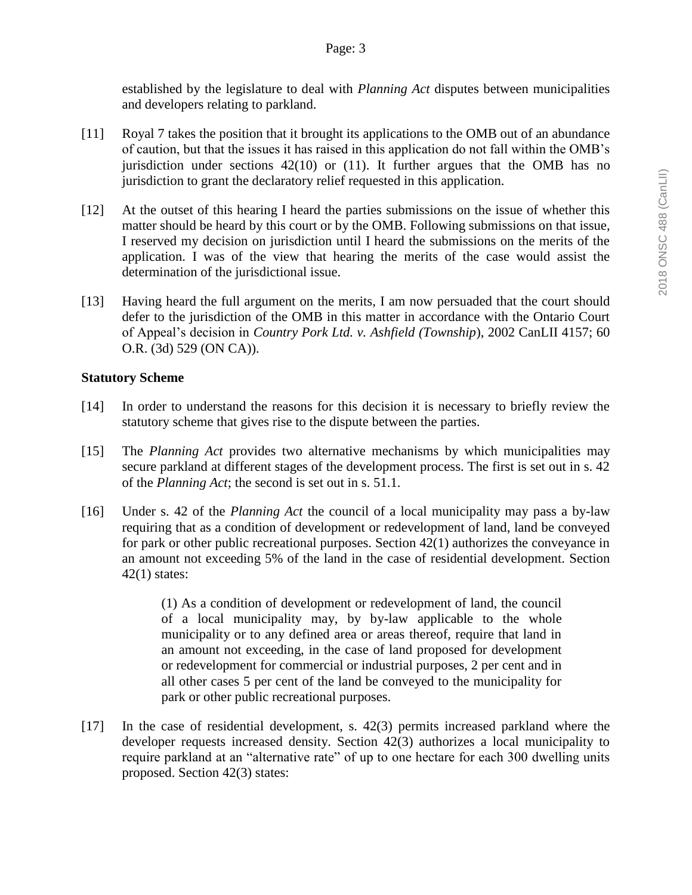established by the legislature to deal with *Planning Act* disputes between municipalities and developers relating to parkland.

[11] Royal 7 takes the position that it brought its applications to the OMB out of an abundance of caution, but that the issues it has raised in this application do not fall within the OMB's jurisdiction under sections 42(10) or (11). It further argues that the OMB has no jurisdiction to grant the declaratory relief requested in this application.

[12] At the outset of this hearing I heard the parties submissions on the issue of whether this matter should be heard by this court or by the OMB. Following submissions on that issue, I reserved my decision on jurisdiction until I heard the submissions on the merits of the application. I was of the view that hearing the merits of the case would assist the determination of the jurisdictional issue.

[13] Having heard the full argument on the merits, I am now persuaded that the court should defer to the jurisdiction of the OMB in this matter in accordance with the Ontario Court of Appeal's decision in *Country Pork Ltd. v. Ashfield (Township*), 2002 CanLII 4157; 60 O.R. (3d) 529 (ON CA)).

**Statutory Scheme**

[14] In order to understand the reasons for this decision it is necessary to briefly review the statutory scheme that gives rise to the dispute between the parties.

[15] The *Planning Act* provides two alternative mechanisms by which municipalities may secure parkland at different stages of the development process. The first is set out in s. 42 of the *Planning Act*; the second is set out in s. 51.1.

[16] Under s. 42 of the *Planning Act* the council of a local municipality may pass a by-law requiring that as a condition of development or redevelopment of land, land be conveyed for park or other public recreational purposes. Section 42(1) authorizes the conveyance in an amount not exceeding 5% of the land in the case of residential development. Section 42(1) states:

> (1) As a condition of development or redevelopment of land, the council of a local municipality may, by by-law applicable to the whole municipality or to any defined area or areas thereof, require that land in an amount not exceeding, in the case of land proposed for development or redevelopment for commercial or industrial purposes, 2 per cent and in all other cases 5 per cent of the land be conveyed to the municipality for park or other public recreational purposes.

[17] In the case of residential development, s. 42(3) permits increased parkland where the developer requests increased density. Section 42(3) authorizes a local municipality to require parkland at an "alternative rate" of up to one hectare for each 300 dwelling units proposed. Section 42(3) states: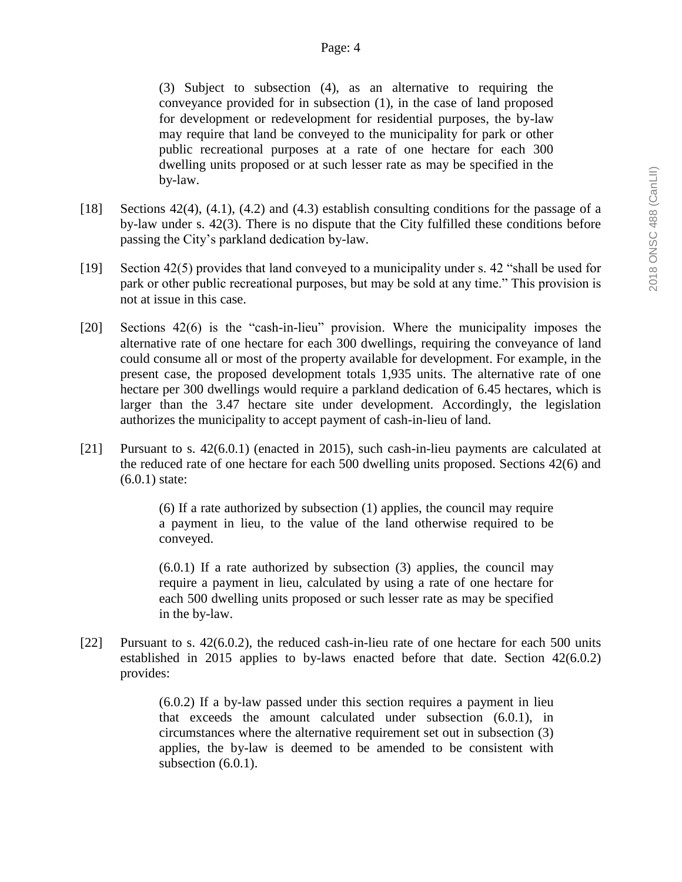> (3) Subject to subsection (4), as an alternative to requiring the conveyance provided for in subsection (1), in the case of land proposed for development or redevelopment for residential purposes, the by-law may require that land be conveyed to the municipality for park or other public recreational purposes at a rate of one hectare for each 300 dwelling units proposed or at such lesser rate as may be specified in the by-law.

[18] Sections 42(4), (4.1), (4.2) and (4.3) establish consulting conditions for the passage of a by-law under s. 42(3). There is no dispute that the City fulfilled these conditions before passing the City's parkland dedication by-law.

[19] Section 42(5) provides that land conveyed to a municipality under s. 42 "shall be used for park or other public recreational purposes, but may be sold at any time." This provision is not at issue in this case.

[20] Sections 42(6) is the "cash-in-lieu" provision. Where the municipality imposes the alternative rate of one hectare for each 300 dwellings, requiring the conveyance of land could consume all or most of the property available for development. For example, in the present case, the proposed development totals 1,935 units. The alternative rate of one hectare per 300 dwellings would require a parkland dedication of 6.45 hectares, which is larger than the 3.47 hectare site under development. Accordingly, the legislation authorizes the municipality to accept payment of cash-in-lieu of land.

[21] Pursuant to s. 42(6.0.1) (enacted in 2015), such cash-in-lieu payments are calculated at the reduced rate of one hectare for each 500 dwelling units proposed. Sections 42(6) and (6.0.1) state:

> (6) If a rate authorized by subsection (1) applies, the council may require a payment in lieu, to the value of the land otherwise required to be conveyed.
>
> (6.0.1) If a rate authorized by subsection (3) applies, the council may require a payment in lieu, calculated by using a rate of one hectare for each 500 dwelling units proposed or such lesser rate as may be specified in the by-law.

[22] Pursuant to s. 42(6.0.2), the reduced cash-in-lieu rate of one hectare for each 500 units established in 2015 applies to by-laws enacted before that date. Section 42(6.0.2) provides:

> (6.0.2) If a by-law passed under this section requires a payment in lieu that exceeds the amount calculated under subsection (6.0.1), in circumstances where the alternative requirement set out in subsection (3) applies, the by-law is deemed to be amended to be consistent with subsection (6.0.1).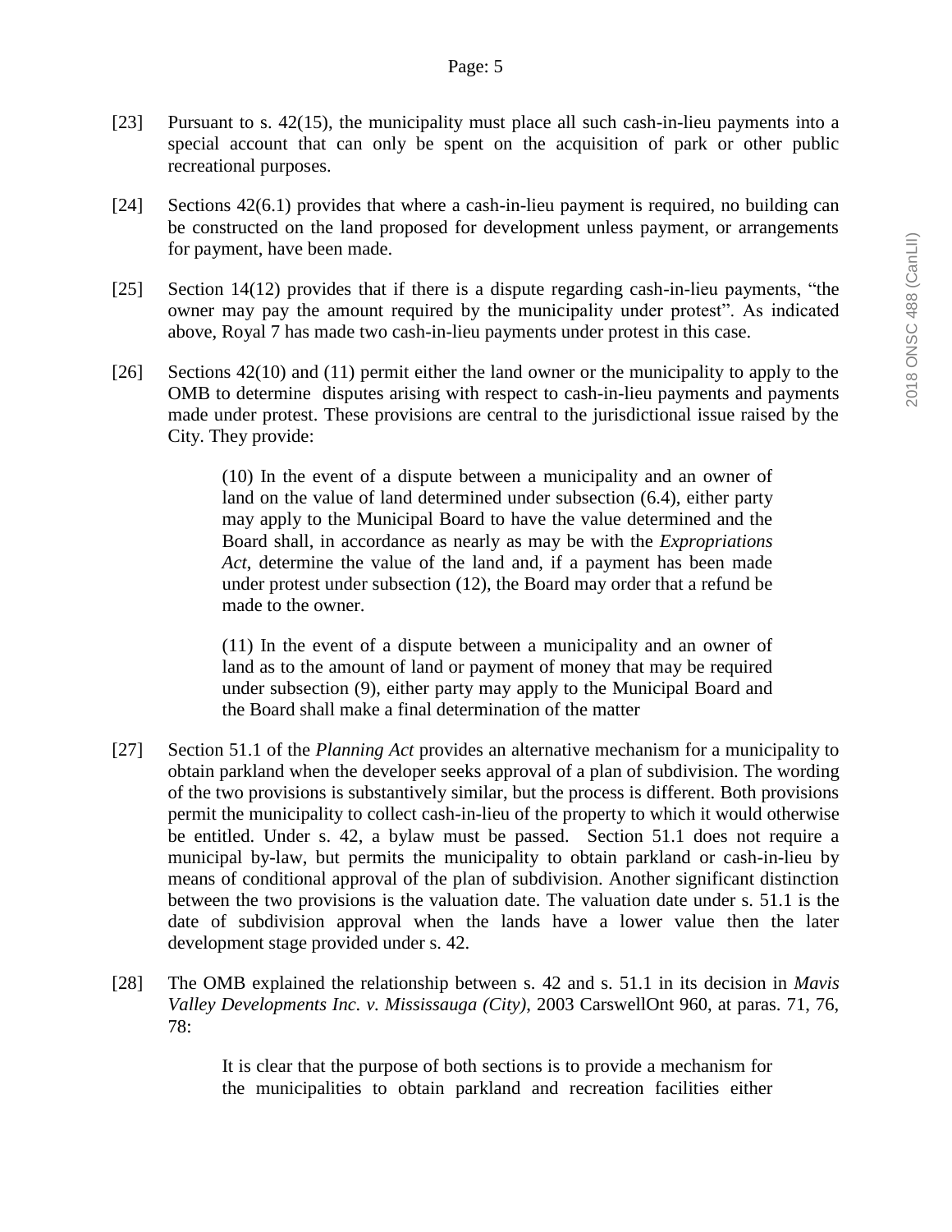[23] Pursuant to s. 42(15), the municipality must place all such cash-in-lieu payments into a special account that can only be spent on the acquisition of park or other public recreational purposes.

[24] Sections 42(6.1) provides that where a cash-in-lieu payment is required, no building can be constructed on the land proposed for development unless payment, or arrangements for payment, have been made.

[25] Section 14(12) provides that if there is a dispute regarding cash-in-lieu payments, "the owner may pay the amount required by the municipality under protest". As indicated above, Royal 7 has made two cash-in-lieu payments under protest in this case.

[26] Sections 42(10) and (11) permit either the land owner or the municipality to apply to the OMB to determine disputes arising with respect to cash-in-lieu payments and payments made under protest. These provisions are central to the jurisdictional issue raised by the City. They provide:

> (10) In the event of a dispute between a municipality and an owner of land on the value of land determined under subsection (6.4), either party may apply to the Municipal Board to have the value determined and the Board shall, in accordance as nearly as may be with the *Expropriations Act*, determine the value of the land and, if a payment has been made under protest under subsection (12), the Board may order that a refund be made to the owner.
>
> (11) In the event of a dispute between a municipality and an owner of land as to the amount of land or payment of money that may be required under subsection (9), either party may apply to the Municipal Board and the Board shall make a final determination of the matter

[27] Section 51.1 of the *Planning Act* provides an alternative mechanism for a municipality to obtain parkland when the developer seeks approval of a plan of subdivision. The wording of the two provisions is substantively similar, but the process is different. Both provisions permit the municipality to collect cash-in-lieu of the property to which it would otherwise be entitled. Under s. 42, a bylaw must be passed. Section 51.1 does not require a municipal by-law, but permits the municipality to obtain parkland or cash-in-lieu by means of conditional approval of the plan of subdivision. Another significant distinction between the two provisions is the valuation date. The valuation date under s. 51.1 is the date of subdivision approval when the lands have a lower value then the later development stage provided under s. 42.

[28] The OMB explained the relationship between s. 42 and s. 51.1 in its decision in *Mavis Valley Developments Inc. v. Mississauga (City)*, 2003 CarswellOnt 960, at paras. 71, 76, 78:

> It is clear that the purpose of both sections is to provide a mechanism for the municipalities to obtain parkland and recreation facilities either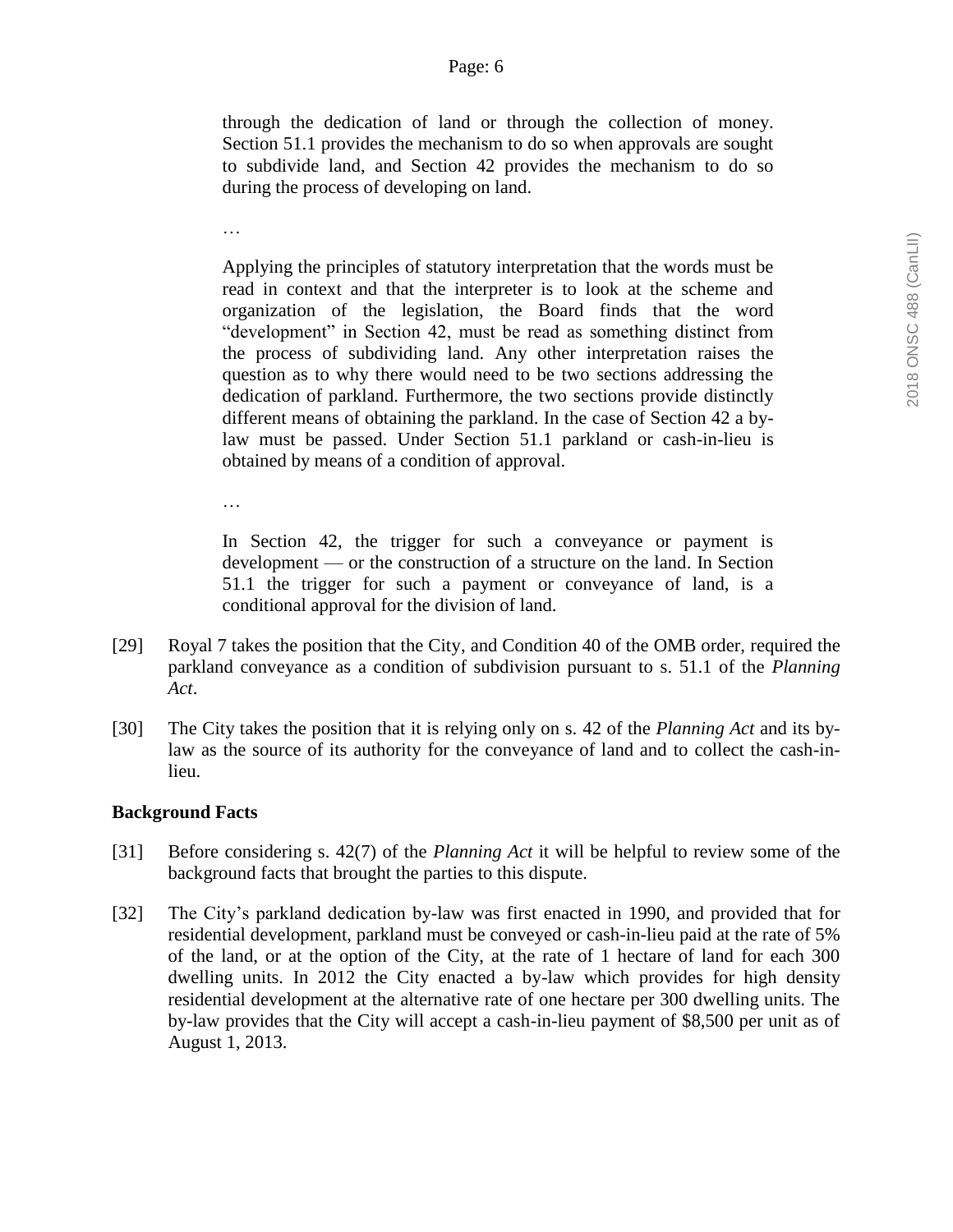> through the dedication of land or through the collection of money. Section 51.1 provides the mechanism to do so when approvals are sought to subdivide land, and Section 42 provides the mechanism to do so during the process of developing on land.
>
> …
>
> Applying the principles of statutory interpretation that the words must be read in context and that the interpreter is to look at the scheme and organization of the legislation, the Board finds that the word "development" in Section 42, must be read as something distinct from the process of subdividing land. Any other interpretation raises the question as to why there would need to be two sections addressing the dedication of parkland. Furthermore, the two sections provide distinctly different means of obtaining the parkland. In the case of Section 42 a by-law must be passed. Under Section 51.1 parkland or cash-in-lieu is obtained by means of a condition of approval.
>
> …
>
> In Section 42, the trigger for such a conveyance or payment is development — or the construction of a structure on the land. In Section 51.1 the trigger for such a payment or conveyance of land, is a conditional approval for the division of land.

[29] Royal 7 takes the position that the City, and Condition 40 of the OMB order, required the parkland conveyance as a condition of subdivision pursuant to s. 51.1 of the *Planning Act*.

[30] The City takes the position that it is relying only on s. 42 of the *Planning Act* and its by-law as the source of its authority for the conveyance of land and to collect the cash-in-lieu.

**Background Facts**

[31] Before considering s. 42(7) of the *Planning Act* it will be helpful to review some of the background facts that brought the parties to this dispute.

[32] The City's parkland dedication by-law was first enacted in 1990, and provided that for residential development, parkland must be conveyed or cash-in-lieu paid at the rate of 5% of the land, or at the option of the City, at the rate of 1 hectare of land for each 300 dwelling units. In 2012 the City enacted a by-law which provides for high density residential development at the alternative rate of one hectare per 300 dwelling units. The by-law provides that the City will accept a cash-in-lieu payment of $8,500 per unit as of August 1, 2013.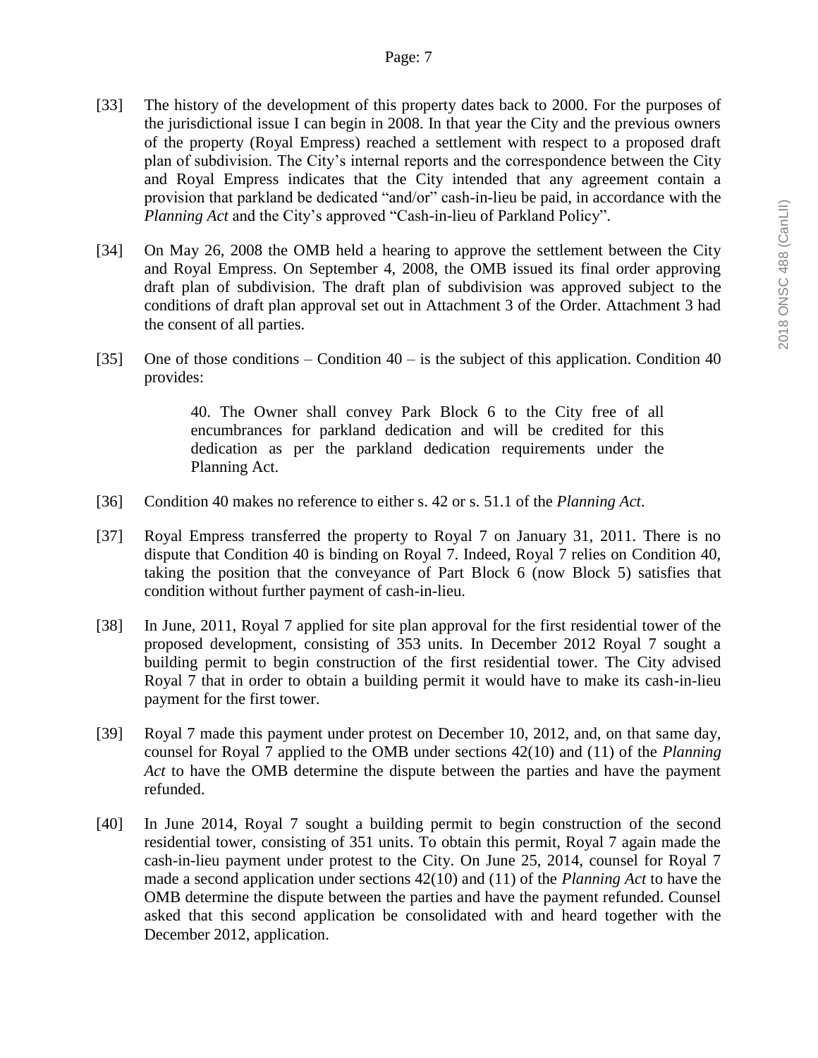[33] The history of the development of this property dates back to 2000. For the purposes of the jurisdictional issue I can begin in 2008. In that year the City and the previous owners of the property (Royal Empress) reached a settlement with respect to a proposed draft plan of subdivision. The City's internal reports and the correspondence between the City and Royal Empress indicates that the City intended that any agreement contain a provision that parkland be dedicated "and/or" cash-in-lieu be paid, in accordance with the *Planning Act* and the City's approved "Cash-in-lieu of Parkland Policy".

[34] On May 26, 2008 the OMB held a hearing to approve the settlement between the City and Royal Empress. On September 4, 2008, the OMB issued its final order approving draft plan of subdivision. The draft plan of subdivision was approved subject to the conditions of draft plan approval set out in Attachment 3 of the Order. Attachment 3 had the consent of all parties.

[35] One of those conditions – Condition 40 – is the subject of this application. Condition 40 provides:

> 40. The Owner shall convey Park Block 6 to the City free of all encumbrances for parkland dedication and will be credited for this dedication as per the parkland dedication requirements under the Planning Act.

[36] Condition 40 makes no reference to either s. 42 or s. 51.1 of the *Planning Act*.

[37] Royal Empress transferred the property to Royal 7 on January 31, 2011. There is no dispute that Condition 40 is binding on Royal 7. Indeed, Royal 7 relies on Condition 40, taking the position that the conveyance of Part Block 6 (now Block 5) satisfies that condition without further payment of cash-in-lieu.

[38] In June, 2011, Royal 7 applied for site plan approval for the first residential tower of the proposed development, consisting of 353 units. In December 2012 Royal 7 sought a building permit to begin construction of the first residential tower. The City advised Royal 7 that in order to obtain a building permit it would have to make its cash-in-lieu payment for the first tower.

[39] Royal 7 made this payment under protest on December 10, 2012, and, on that same day, counsel for Royal 7 applied to the OMB under sections 42(10) and (11) of the *Planning Act* to have the OMB determine the dispute between the parties and have the payment refunded.

[40] In June 2014, Royal 7 sought a building permit to begin construction of the second residential tower, consisting of 351 units. To obtain this permit, Royal 7 again made the cash-in-lieu payment under protest to the City. On June 25, 2014, counsel for Royal 7 made a second application under sections 42(10) and (11) of the *Planning Act* to have the OMB determine the dispute between the parties and have the payment refunded. Counsel asked that this second application be consolidated with and heard together with the December 2012, application.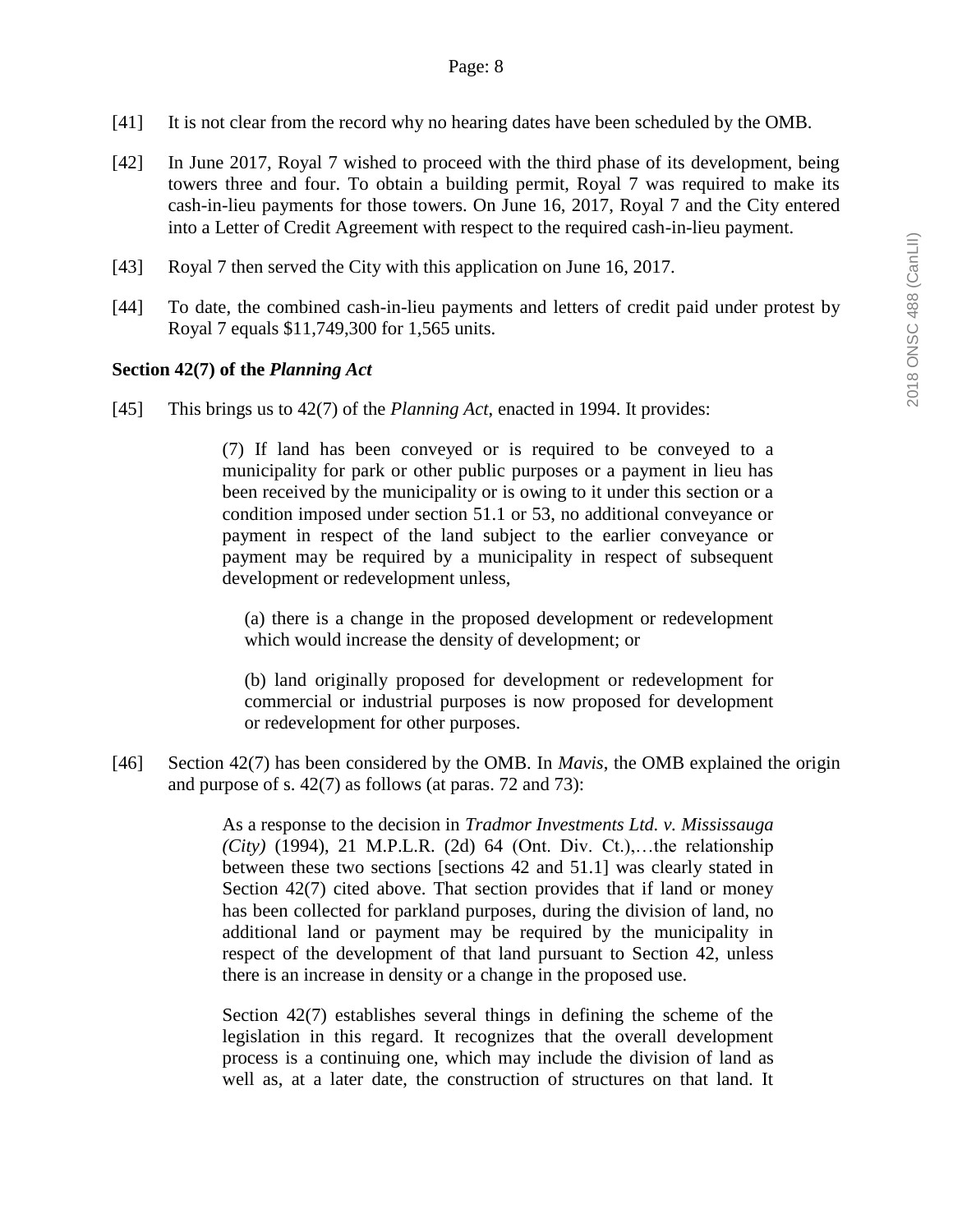[41] It is not clear from the record why no hearing dates have been scheduled by the OMB.

[42] In June 2017, Royal 7 wished to proceed with the third phase of its development, being towers three and four. To obtain a building permit, Royal 7 was required to make its cash-in-lieu payments for those towers. On June 16, 2017, Royal 7 and the City entered into a Letter of Credit Agreement with respect to the required cash-in-lieu payment.

[43] Royal 7 then served the City with this application on June 16, 2017.

[44] To date, the combined cash-in-lieu payments and letters of credit paid under protest by Royal 7 equals $11,749,300 for 1,565 units.

**Section 42(7) of the *Planning Act***

[45] This brings us to 42(7) of the *Planning Act*, enacted in 1994. It provides:

> (7) If land has been conveyed or is required to be conveyed to a municipality for park or other public purposes or a payment in lieu has been received by the municipality or is owing to it under this section or a condition imposed under section 51.1 or 53, no additional conveyance or payment in respect of the land subject to the earlier conveyance or payment may be required by a municipality in respect of subsequent development or redevelopment unless,
>
> (a) there is a change in the proposed development or redevelopment which would increase the density of development; or
>
> (b) land originally proposed for development or redevelopment for commercial or industrial purposes is now proposed for development or redevelopment for other purposes.

[46] Section 42(7) has been considered by the OMB. In *Mavis*, the OMB explained the origin and purpose of s. 42(7) as follows (at paras. 72 and 73):

> As a response to the decision in *Tradmor Investments Ltd. v. Mississauga (City)* (1994), 21 M.P.L.R. (2d) 64 (Ont. Div. Ct.),…the relationship between these two sections [sections 42 and 51.1] was clearly stated in Section 42(7) cited above. That section provides that if land or money has been collected for parkland purposes, during the division of land, no additional land or payment may be required by the municipality in respect of the development of that land pursuant to Section 42, unless there is an increase in density or a change in the proposed use.
>
> Section 42(7) establishes several things in defining the scheme of the legislation in this regard. It recognizes that the overall development process is a continuing one, which may include the division of land as well as, at a later date, the construction of structures on that land. It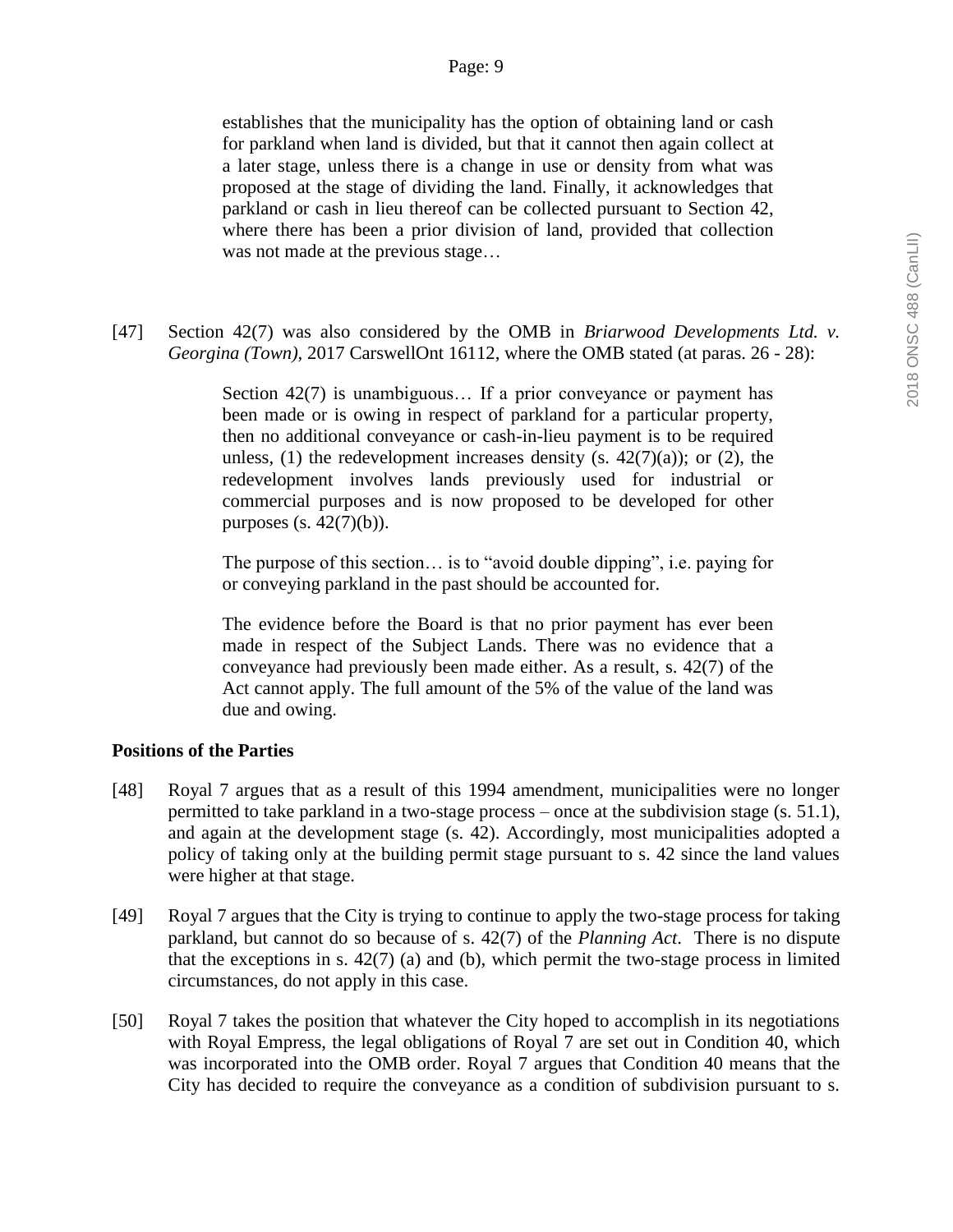> establishes that the municipality has the option of obtaining land or cash for parkland when land is divided, but that it cannot then again collect at a later stage, unless there is a change in use or density from what was proposed at the stage of dividing the land. Finally, it acknowledges that parkland or cash in lieu thereof can be collected pursuant to Section 42, where there has been a prior division of land, provided that collection was not made at the previous stage…

[47] Section 42(7) was also considered by the OMB in *Briarwood Developments Ltd. v. Georgina (Town)*, 2017 CarswellOnt 16112, where the OMB stated (at paras. 26 - 28):

> Section 42(7) is unambiguous… If a prior conveyance or payment has been made or is owing in respect of parkland for a particular property, then no additional conveyance or cash-in-lieu payment is to be required unless, (1) the redevelopment increases density (s. 42(7)(a)); or (2), the redevelopment involves lands previously used for industrial or commercial purposes and is now proposed to be developed for other purposes (s. 42(7)(b)).
>
> The purpose of this section… is to "avoid double dipping", i.e. paying for or conveying parkland in the past should be accounted for.
>
> The evidence before the Board is that no prior payment has ever been made in respect of the Subject Lands. There was no evidence that a conveyance had previously been made either. As a result, s. 42(7) of the Act cannot apply. The full amount of the 5% of the value of the land was due and owing.

**Positions of the Parties**

[48] Royal 7 argues that as a result of this 1994 amendment, municipalities were no longer permitted to take parkland in a two-stage process – once at the subdivision stage (s. 51.1), and again at the development stage (s. 42). Accordingly, most municipalities adopted a policy of taking only at the building permit stage pursuant to s. 42 since the land values were higher at that stage.

[49] Royal 7 argues that the City is trying to continue to apply the two-stage process for taking parkland, but cannot do so because of s. 42(7) of the *Planning Act*. There is no dispute that the exceptions in s. 42(7) (a) and (b), which permit the two-stage process in limited circumstances, do not apply in this case.

[50] Royal 7 takes the position that whatever the City hoped to accomplish in its negotiations with Royal Empress, the legal obligations of Royal 7 are set out in Condition 40, which was incorporated into the OMB order. Royal 7 argues that Condition 40 means that the City has decided to require the conveyance as a condition of subdivision pursuant to s.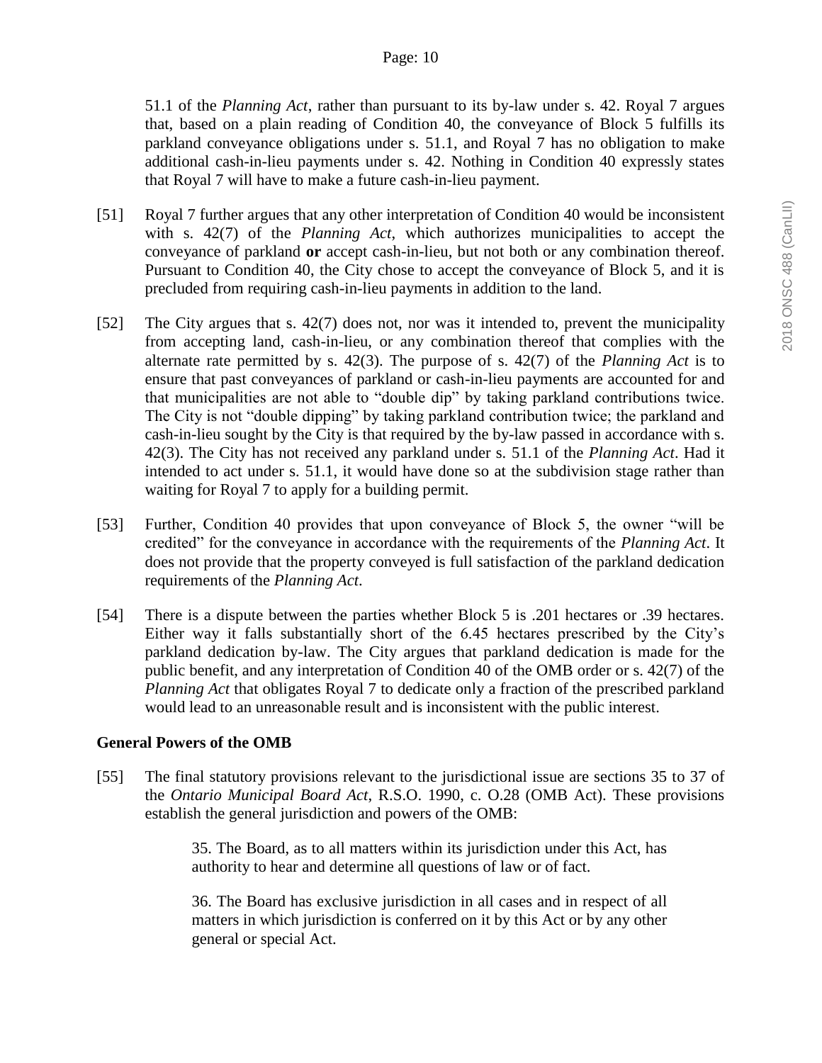51.1 of the *Planning Act*, rather than pursuant to its by-law under s. 42. Royal 7 argues that, based on a plain reading of Condition 40, the conveyance of Block 5 fulfills its parkland conveyance obligations under s. 51.1, and Royal 7 has no obligation to make additional cash-in-lieu payments under s. 42. Nothing in Condition 40 expressly states that Royal 7 will have to make a future cash-in-lieu payment.

[51] Royal 7 further argues that any other interpretation of Condition 40 would be inconsistent with s. 42(7) of the *Planning Act*, which authorizes municipalities to accept the conveyance of parkland **or** accept cash-in-lieu, but not both or any combination thereof. Pursuant to Condition 40, the City chose to accept the conveyance of Block 5, and it is precluded from requiring cash-in-lieu payments in addition to the land.

[52] The City argues that s. 42(7) does not, nor was it intended to, prevent the municipality from accepting land, cash-in-lieu, or any combination thereof that complies with the alternate rate permitted by s. 42(3). The purpose of s. 42(7) of the *Planning Act* is to ensure that past conveyances of parkland or cash-in-lieu payments are accounted for and that municipalities are not able to "double dip" by taking parkland contributions twice. The City is not "double dipping" by taking parkland contribution twice; the parkland and cash-in-lieu sought by the City is that required by the by-law passed in accordance with s. 42(3). The City has not received any parkland under s. 51.1 of the *Planning Act*. Had it intended to act under s. 51.1, it would have done so at the subdivision stage rather than waiting for Royal 7 to apply for a building permit.

[53] Further, Condition 40 provides that upon conveyance of Block 5, the owner "will be credited" for the conveyance in accordance with the requirements of the *Planning Act*. It does not provide that the property conveyed is full satisfaction of the parkland dedication requirements of the *Planning Act*.

[54] There is a dispute between the parties whether Block 5 is .201 hectares or .39 hectares. Either way it falls substantially short of the 6.45 hectares prescribed by the City's parkland dedication by-law. The City argues that parkland dedication is made for the public benefit, and any interpretation of Condition 40 of the OMB order or s. 42(7) of the *Planning Act* that obligates Royal 7 to dedicate only a fraction of the prescribed parkland would lead to an unreasonable result and is inconsistent with the public interest.

## General Powers of the OMB

[55] The final statutory provisions relevant to the jurisdictional issue are sections 35 to 37 of the *Ontario Municipal Board Act*, R.S.O. 1990, c. O.28 (OMB Act). These provisions establish the general jurisdiction and powers of the OMB:

> 35. The Board, as to all matters within its jurisdiction under this Act, has authority to hear and determine all questions of law or of fact.
>
> 36. The Board has exclusive jurisdiction in all cases and in respect of all matters in which jurisdiction is conferred on it by this Act or by any other general or special Act.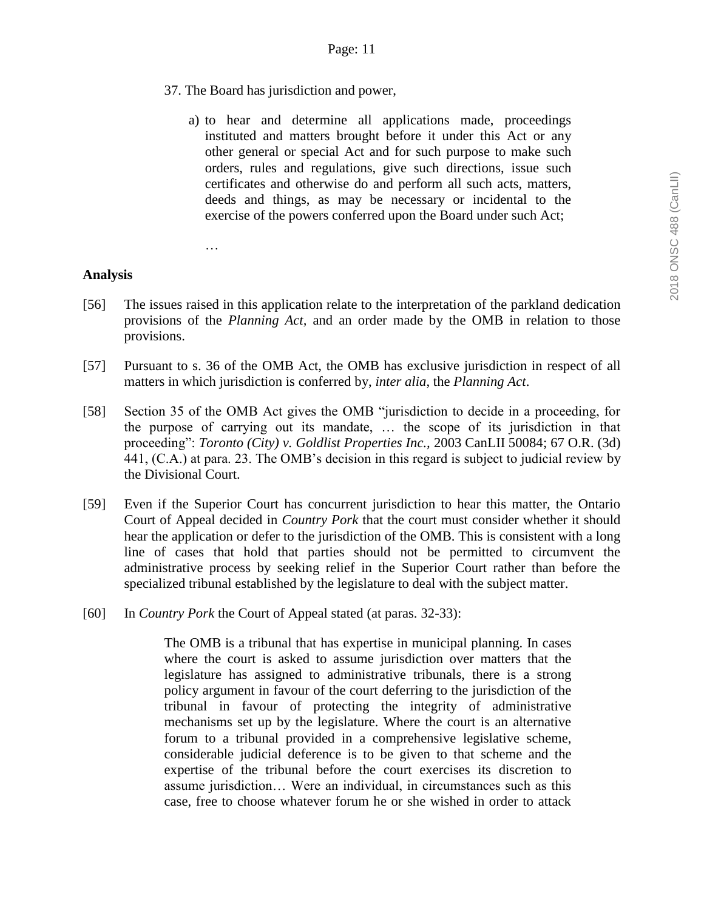> 37. The Board has jurisdiction and power,
>
> a) to hear and determine all applications made, proceedings instituted and matters brought before it under this Act or any other general or special Act and for such purpose to make such orders, rules and regulations, give such directions, issue such certificates and otherwise do and perform all such acts, matters, deeds and things, as may be necessary or incidental to the exercise of the powers conferred upon the Board under such Act;
>
> …

## Analysis

[56] The issues raised in this application relate to the interpretation of the parkland dedication provisions of the *Planning Act*, and an order made by the OMB in relation to those provisions.

[57] Pursuant to s. 36 of the OMB Act, the OMB has exclusive jurisdiction in respect of all matters in which jurisdiction is conferred by, *inter alia*, the *Planning Act*.

[58] Section 35 of the OMB Act gives the OMB "jurisdiction to decide in a proceeding, for the purpose of carrying out its mandate, … the scope of its jurisdiction in that proceeding": *Toronto (City) v. Goldlist Properties Inc.,* 2003 CanLII 50084; 67 O.R. (3d) 441, (C.A.) at para. 23. The OMB's decision in this regard is subject to judicial review by the Divisional Court.

[59] Even if the Superior Court has concurrent jurisdiction to hear this matter, the Ontario Court of Appeal decided in *Country Pork* that the court must consider whether it should hear the application or defer to the jurisdiction of the OMB. This is consistent with a long line of cases that hold that parties should not be permitted to circumvent the administrative process by seeking relief in the Superior Court rather than before the specialized tribunal established by the legislature to deal with the subject matter.

[60] In *Country Pork* the Court of Appeal stated (at paras. 32-33):

> The OMB is a tribunal that has expertise in municipal planning. In cases where the court is asked to assume jurisdiction over matters that the legislature has assigned to administrative tribunals, there is a strong policy argument in favour of the court deferring to the jurisdiction of the tribunal in favour of protecting the integrity of administrative mechanisms set up by the legislature. Where the court is an alternative forum to a tribunal provided in a comprehensive legislative scheme, considerable judicial deference is to be given to that scheme and the expertise of the tribunal before the court exercises its discretion to assume jurisdiction… Were an individual, in circumstances such as this case, free to choose whatever forum he or she wished in order to attack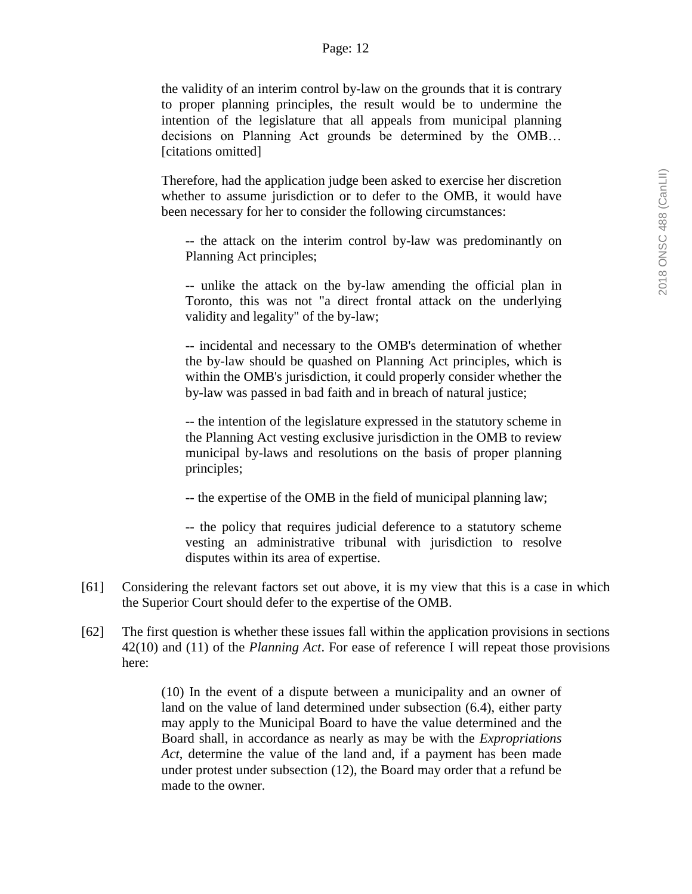> the validity of an interim control by-law on the grounds that it is contrary to proper planning principles, the result would be to undermine the intention of the legislature that all appeals from municipal planning decisions on Planning Act grounds be determined by the OMB… [citations omitted]
>
> Therefore, had the application judge been asked to exercise her discretion whether to assume jurisdiction or to defer to the OMB, it would have been necessary for her to consider the following circumstances:
>
> -- the attack on the interim control by-law was predominantly on Planning Act principles;
>
> -- unlike the attack on the by-law amending the official plan in Toronto, this was not "a direct frontal attack on the underlying validity and legality" of the by-law;
>
> -- incidental and necessary to the OMB's determination of whether the by-law should be quashed on Planning Act principles, which is within the OMB's jurisdiction, it could properly consider whether the by-law was passed in bad faith and in breach of natural justice;
>
> -- the intention of the legislature expressed in the statutory scheme in the Planning Act vesting exclusive jurisdiction in the OMB to review municipal by-laws and resolutions on the basis of proper planning principles;
>
> -- the expertise of the OMB in the field of municipal planning law;
>
> -- the policy that requires judicial deference to a statutory scheme vesting an administrative tribunal with jurisdiction to resolve disputes within its area of expertise.

[61] Considering the relevant factors set out above, it is my view that this is a case in which the Superior Court should defer to the expertise of the OMB.

[62] The first question is whether these issues fall within the application provisions in sections 42(10) and (11) of the *Planning Act*. For ease of reference I will repeat those provisions here:

> (10) In the event of a dispute between a municipality and an owner of land on the value of land determined under subsection (6.4), either party may apply to the Municipal Board to have the value determined and the Board shall, in accordance as nearly as may be with the *Expropriations Act*, determine the value of the land and, if a payment has been made under protest under subsection (12), the Board may order that a refund be made to the owner.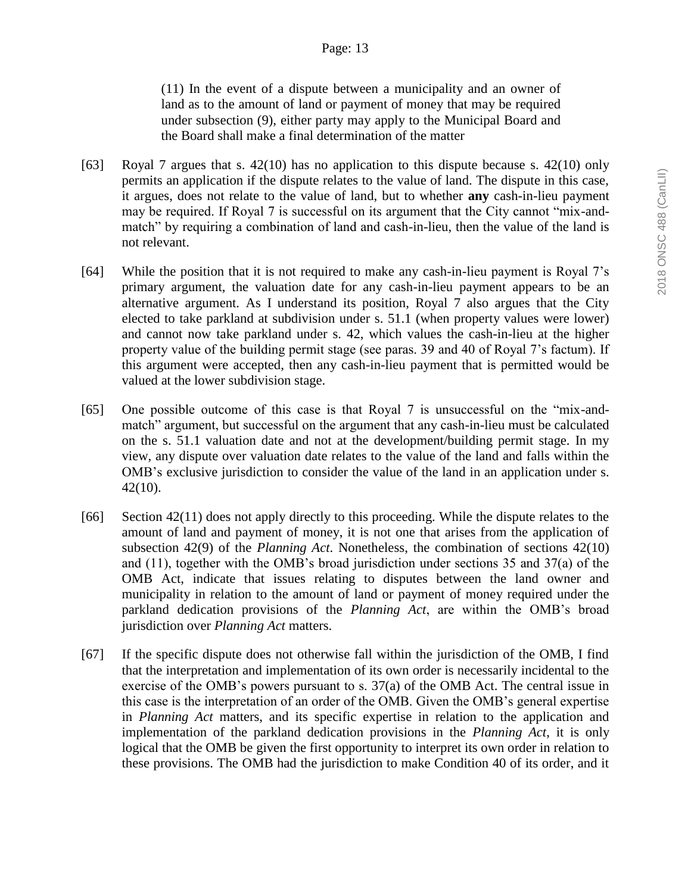> (11) In the event of a dispute between a municipality and an owner of land as to the amount of land or payment of money that may be required under subsection (9), either party may apply to the Municipal Board and the Board shall make a final determination of the matter

[63] Royal 7 argues that s. 42(10) has no application to this dispute because s. 42(10) only permits an application if the dispute relates to the value of land. The dispute in this case, it argues, does not relate to the value of land, but to whether **any** cash-in-lieu payment may be required. If Royal 7 is successful on its argument that the City cannot "mix-and-match" by requiring a combination of land and cash-in-lieu, then the value of the land is not relevant.

[64] While the position that it is not required to make any cash-in-lieu payment is Royal 7's primary argument, the valuation date for any cash-in-lieu payment appears to be an alternative argument. As I understand its position, Royal 7 also argues that the City elected to take parkland at subdivision under s. 51.1 (when property values were lower) and cannot now take parkland under s. 42, which values the cash-in-lieu at the higher property value of the building permit stage (see paras. 39 and 40 of Royal 7's factum). If this argument were accepted, then any cash-in-lieu payment that is permitted would be valued at the lower subdivision stage.

[65] One possible outcome of this case is that Royal 7 is unsuccessful on the "mix-and-match" argument, but successful on the argument that any cash-in-lieu must be calculated on the s. 51.1 valuation date and not at the development/building permit stage. In my view, any dispute over valuation date relates to the value of the land and falls within the OMB's exclusive jurisdiction to consider the value of the land in an application under s. 42(10).

[66] Section 42(11) does not apply directly to this proceeding. While the dispute relates to the amount of land and payment of money, it is not one that arises from the application of subsection 42(9) of the *Planning Act*. Nonetheless, the combination of sections 42(10) and (11), together with the OMB's broad jurisdiction under sections 35 and 37(a) of the OMB Act, indicate that issues relating to disputes between the land owner and municipality in relation to the amount of land or payment of money required under the parkland dedication provisions of the *Planning Act*, are within the OMB's broad jurisdiction over *Planning Act* matters.

[67] If the specific dispute does not otherwise fall within the jurisdiction of the OMB, I find that the interpretation and implementation of its own order is necessarily incidental to the exercise of the OMB's powers pursuant to s. 37(a) of the OMB Act. The central issue in this case is the interpretation of an order of the OMB. Given the OMB's general expertise in *Planning Act* matters, and its specific expertise in relation to the application and implementation of the parkland dedication provisions in the *Planning Act*, it is only logical that the OMB be given the first opportunity to interpret its own order in relation to these provisions. The OMB had the jurisdiction to make Condition 40 of its order, and it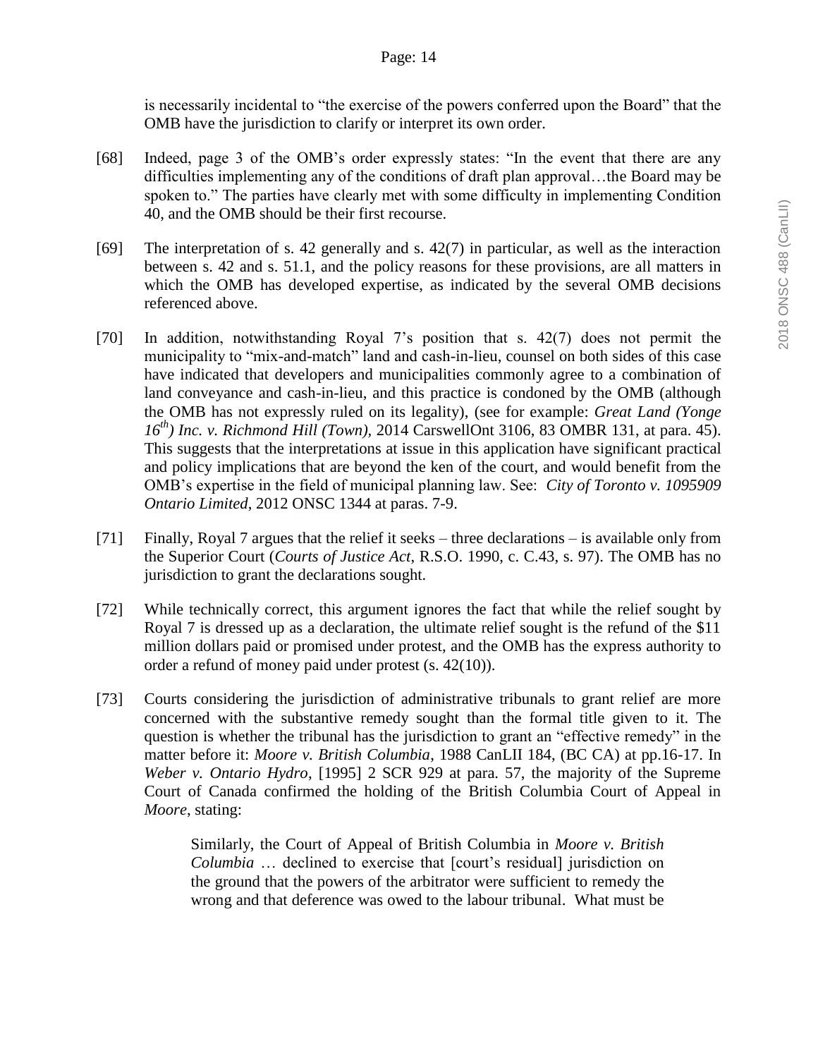is necessarily incidental to "the exercise of the powers conferred upon the Board" that the OMB have the jurisdiction to clarify or interpret its own order.

[68] Indeed, page 3 of the OMB's order expressly states: "In the event that there are any difficulties implementing any of the conditions of draft plan approval…the Board may be spoken to." The parties have clearly met with some difficulty in implementing Condition 40, and the OMB should be their first recourse.

[69] The interpretation of s. 42 generally and s. 42(7) in particular, as well as the interaction between s. 42 and s. 51.1, and the policy reasons for these provisions, are all matters in which the OMB has developed expertise, as indicated by the several OMB decisions referenced above.

[70] In addition, notwithstanding Royal 7's position that s. 42(7) does not permit the municipality to "mix-and-match" land and cash-in-lieu, counsel on both sides of this case have indicated that developers and municipalities commonly agree to a combination of land conveyance and cash-in-lieu, and this practice is condoned by the OMB (although the OMB has not expressly ruled on its legality), (see for example: *Great Land (Yonge 16th) Inc. v. Richmond Hill (Town)*, 2014 CarswellOnt 3106, 83 OMBR 131, at para. 45). This suggests that the interpretations at issue in this application have significant practical and policy implications that are beyond the ken of the court, and would benefit from the OMB's expertise in the field of municipal planning law. See: *City of Toronto v. 1095909 Ontario Limited*, 2012 ONSC 1344 at paras. 7-9.

[71] Finally, Royal 7 argues that the relief it seeks – three declarations – is available only from the Superior Court (*Courts of Justice Act*, R.S.O. 1990, c. C.43, s. 97). The OMB has no jurisdiction to grant the declarations sought.

[72] While technically correct, this argument ignores the fact that while the relief sought by Royal 7 is dressed up as a declaration, the ultimate relief sought is the refund of the $11 million dollars paid or promised under protest, and the OMB has the express authority to order a refund of money paid under protest (s. 42(10)).

[73] Courts considering the jurisdiction of administrative tribunals to grant relief are more concerned with the substantive remedy sought than the formal title given to it. The question is whether the tribunal has the jurisdiction to grant an "effective remedy" in the matter before it: *Moore v. British Columbia*, 1988 CanLII 184, (BC CA) at pp.16-17. In *Weber v. Ontario Hydro*, [1995] 2 SCR 929 at para. 57, the majority of the Supreme Court of Canada confirmed the holding of the British Columbia Court of Appeal in *Moore*, stating:

> Similarly, the Court of Appeal of British Columbia in *Moore v. British Columbia* … declined to exercise that [court's residual] jurisdiction on the ground that the powers of the arbitrator were sufficient to remedy the wrong and that deference was owed to the labour tribunal. What must be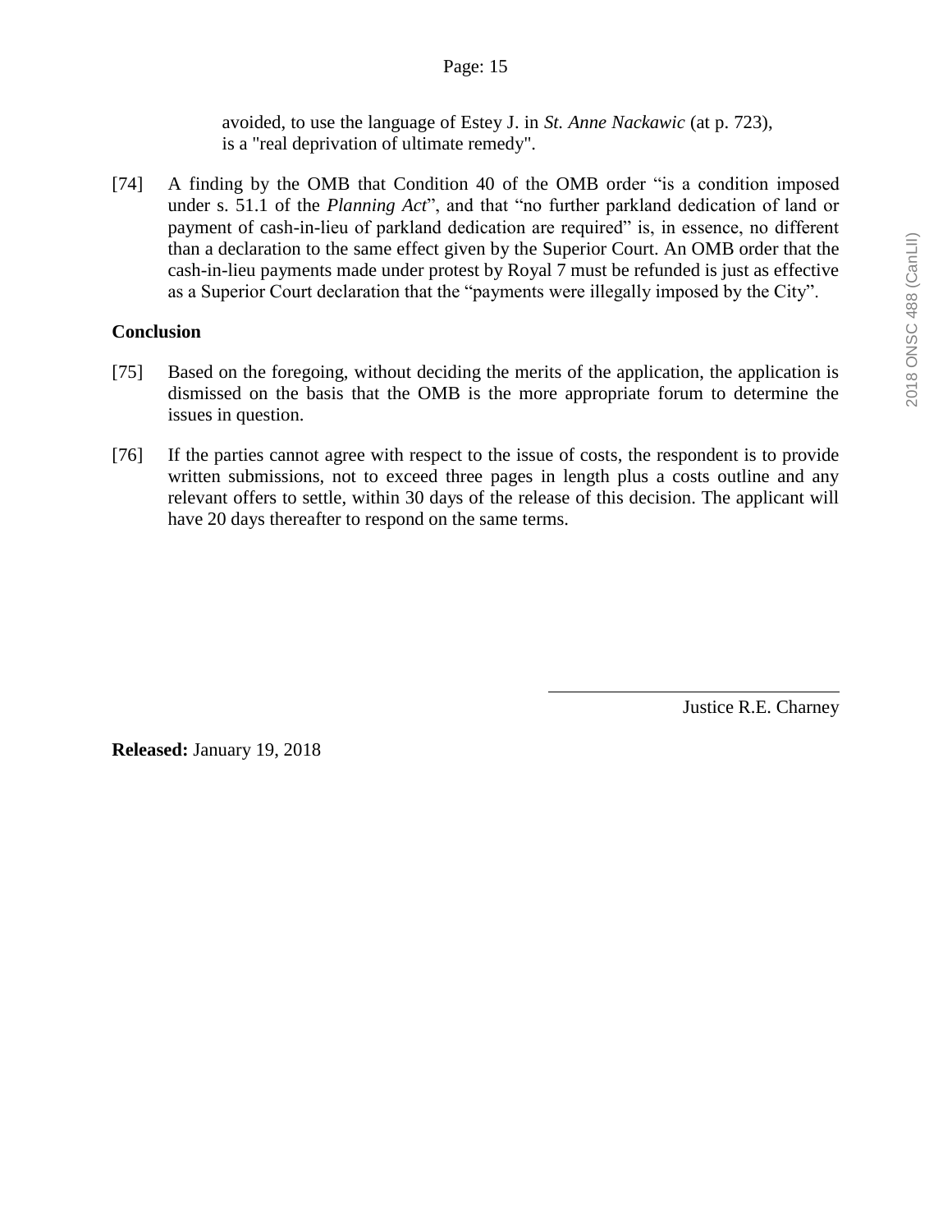> avoided, to use the language of Estey J. in *St. Anne Nackawic* (at p. 723), is a "real deprivation of ultimate remedy".

[74] A finding by the OMB that Condition 40 of the OMB order "is a condition imposed under s. 51.1 of the *Planning Act*", and that "no further parkland dedication of land or payment of cash-in-lieu of parkland dedication are required" is, in essence, no different than a declaration to the same effect given by the Superior Court. An OMB order that the cash-in-lieu payments made under protest by Royal 7 must be refunded is just as effective as a Superior Court declaration that the "payments were illegally imposed by the City".

**Conclusion**

[75] Based on the foregoing, without deciding the merits of the application, the application is dismissed on the basis that the OMB is the more appropriate forum to determine the issues in question.

[76] If the parties cannot agree with respect to the issue of costs, the respondent is to provide written submissions, not to exceed three pages in length plus a costs outline and any relevant offers to settle, within 30 days of the release of this decision. The applicant will have 20 days thereafter to respond on the same terms.

Justice R.E. Charney

**Released:** January 19, 2018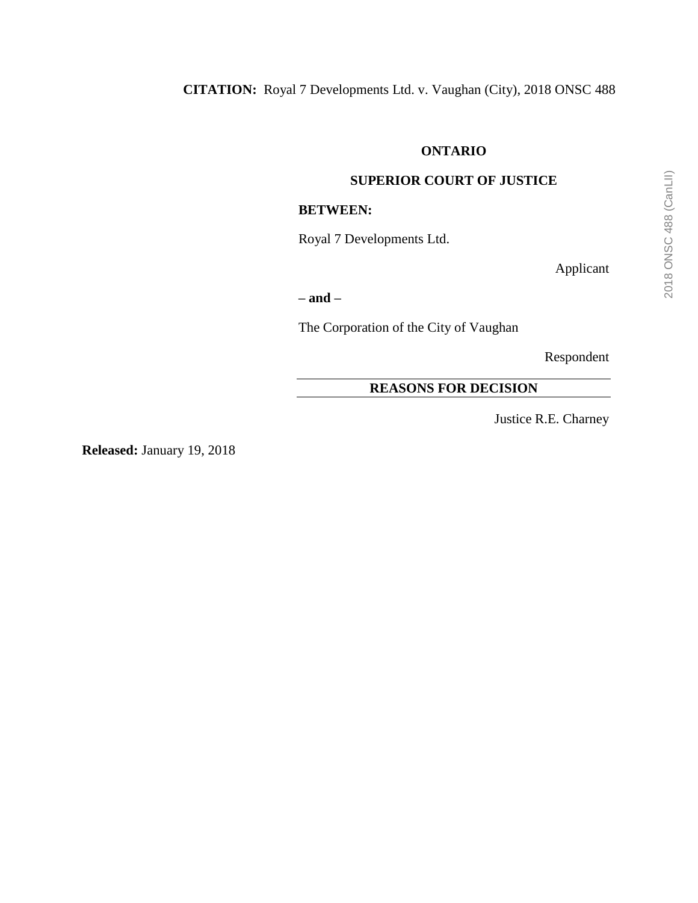**CITATION:** Royal 7 Developments Ltd. v. Vaughan (City), 2018 ONSC 488

**ONTARIO**

**SUPERIOR COURT OF JUSTICE**

**BETWEEN:**

Royal 7 Developments Ltd.

Applicant

**– and –**

The Corporation of the City of Vaughan

Respondent

**REASONS FOR DECISION**

Justice R.E. Charney

**Released:** January 19, 2018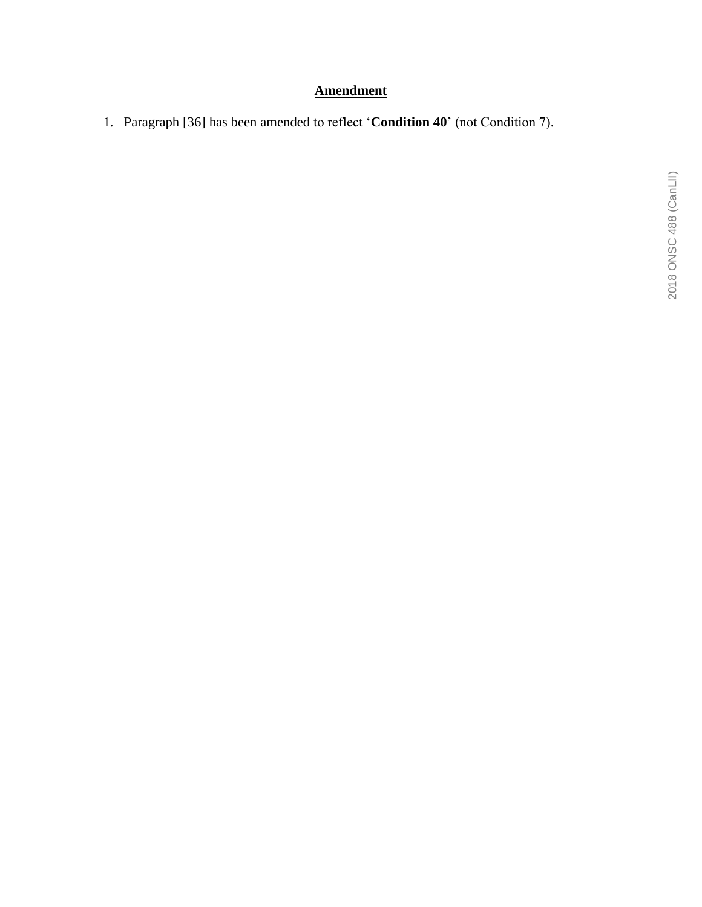## **Amendment**

1. Paragraph [36] has been amended to reflect '**Condition 40**' (not Condition 7).